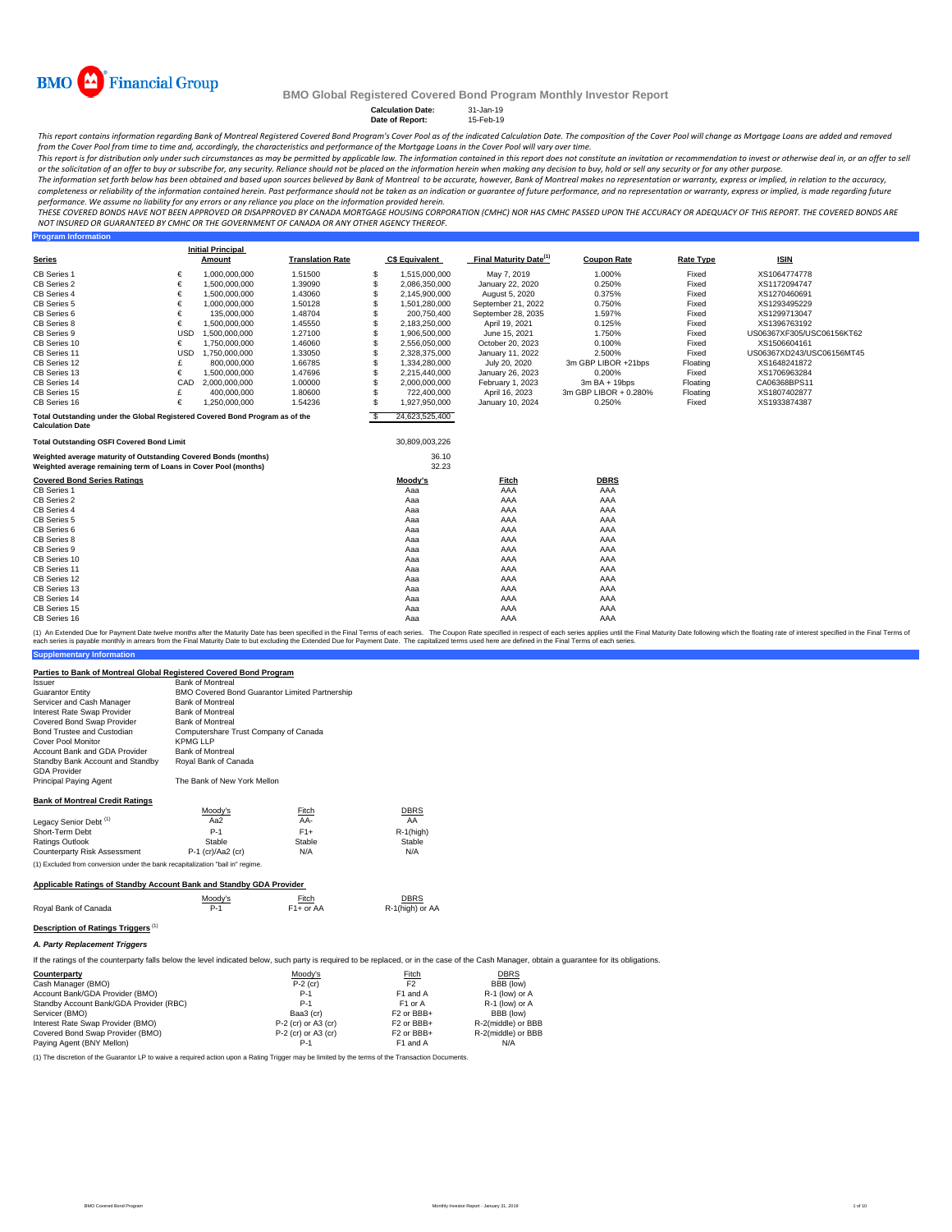BMO Financial Group

# BMO Global Registered Covered Bond Program Monthly Investor Report

**Calculation Date:** 31-Jan-19
**Date of Report:** 15-Feb-19

*This report contains information regarding Bank of Montreal Registered Covered Bond Program's Cover Pool as of the indicated Calculation Date. The composition of the Cover Pool will change as Mortgage Loans are added and removed from the Cover Pool from time to time and, accordingly, the characteristics and performance of the Mortgage Loans in the Cover Pool will vary over time.*

*This report is for distribution only under such circumstances as may be permitted by applicable law. The information contained in this report does not constitute an invitation or recommendation to invest or otherwise deal in, or an offer to sell or the solicitation of an offer to buy or subscribe for, any security. Reliance should not be placed on the information herein when making any decision to buy, hold or sell any security or for any other purpose.*

*The information set forth below has been obtained and based upon sources believed by Bank of Montreal to be accurate, however, Bank of Montreal makes no representation or warranty, express or implied, in relation to the accuracy, completeness or reliability of the information contained herein. Past performance should not be taken as an indication or guarantee of future performance, and no representation or warranty, express or implied, is made regarding future performance. We assume no liability for any errors or any reliance you place on the information provided herein.*

*THESE COVERED BONDS HAVE NOT BEEN APPROVED OR DISAPPROVED BY CANADA MORTGAGE HOUSING CORPORATION (CMHC) NOR HAS CMHC PASSED UPON THE ACCURACY OR ADEQUACY OF THIS REPORT. THE COVERED BONDS ARE NOT INSURED OR GUARANTEED BY CMHC OR THE GOVERNMENT OF CANADA OR ANY OTHER AGENCY THEREOF.*

## Program Information

| Series | | Initial Principal Amount | Translation Rate | | C$ Equivalent | Final Maturity Date[(1)] | Coupon Rate | Rate Type | ISIN |
|---|---|---|---|---|---|---|---|---|---|
| CB Series 1 | € | 1,000,000,000 | 1.51500 | $ | 1,515,000,000 | May 7, 2019 | 1.000% | Fixed | XS1064774778 |
| CB Series 2 | € | 1,500,000,000 | 1.39090 | $ | 2,086,350,000 | January 22, 2020 | 0.250% | Fixed | XS1172094747 |
| CB Series 4 | € | 1,500,000,000 | 1.43060 | $ | 2,145,900,000 | August 5, 2020 | 0.375% | Fixed | XS1270460691 |
| CB Series 5 | € | 1,000,000,000 | 1.50128 | $ | 1,501,280,000 | September 21, 2022 | 0.750% | Fixed | XS1293495229 |
| CB Series 6 | € | 135,000,000 | 1.48704 | $ | 200,750,400 | September 28, 2035 | 1.597% | Fixed | XS1299713047 |
| CB Series 8 | € | 1,500,000,000 | 1.45550 | $ | 2,183,250,000 | April 19, 2021 | 0.125% | Fixed | XS1396763192 |
| CB Series 9 | USD | 1,500,000,000 | 1.27100 | $ | 1,906,500,000 | June 15, 2021 | 1.750% | Fixed | US06367XF305/USC06156KT62 |
| CB Series 10 | € | 1,750,000,000 | 1.46060 | $ | 2,556,050,000 | October 20, 2023 | 0.100% | Fixed | XS1506604161 |
| CB Series 11 | USD | 1,750,000,000 | 1.33050 | $ | 2,328,375,000 | January 11, 2022 | 2.500% | Fixed | US06367XD243/USC06156MT45 |
| CB Series 12 | £ | 800,000,000 | 1.66785 | $ | 1,334,280,000 | July 20, 2020 | 3m GBP LIBOR +21bps | Floating | XS1648241872 |
| CB Series 13 | € | 1,500,000,000 | 1.47696 | $ | 2,215,440,000 | January 26, 2023 | 0.200% | Fixed | XS1706963284 |
| CB Series 14 | CAD | 2,000,000,000 | 1.00000 | $ | 2,000,000,000 | February 1, 2023 | 3m BA + 19bps | Floating | CA06368BPS11 |
| CB Series 15 | £ | 400,000,000 | 1.80600 | $ | 722,400,000 | April 16, 2023 | 3m GBP LIBOR + 0.280% | Floating | XS1807402877 |
| CB Series 16 | € | 1,250,000,000 | 1.54236 | $ | 1,927,950,000 | January 10, 2024 | 0.250% | Fixed | XS1933874387 |
| **Total Outstanding under the Global Registered Covered Bond Program as of the Calculation Date** | | | | $ | 24,623,525,400 | | | | |

| | |
|---|---|
| **Total Outstanding OSFI Covered Bond Limit** | 30,809,003,226 |
| **Weighted average maturity of Outstanding Covered Bonds (months)** | 36.10 |
| **Weighted average remaining term of Loans in Cover Pool (months)** | 32.23 |

| Covered Bond Series Ratings | Moody's | Fitch | DBRS |
|---|---|---|---|
| CB Series 1 | Aaa | AAA | AAA |
| CB Series 2 | Aaa | AAA | AAA |
| CB Series 4 | Aaa | AAA | AAA |
| CB Series 5 | Aaa | AAA | AAA |
| CB Series 6 | Aaa | AAA | AAA |
| CB Series 8 | Aaa | AAA | AAA |
| CB Series 9 | Aaa | AAA | AAA |
| CB Series 10 | Aaa | AAA | AAA |
| CB Series 11 | Aaa | AAA | AAA |
| CB Series 12 | Aaa | AAA | AAA |
| CB Series 13 | Aaa | AAA | AAA |
| CB Series 14 | Aaa | AAA | AAA |
| CB Series 15 | Aaa | AAA | AAA |
| CB Series 16 | Aaa | AAA | AAA |

(1) An Extended Due for Payment Date twelve months after the Maturity Date has been specified in the Final Terms of each series. The Coupon Rate specified in respect of each series applies until the Final Maturity Date following which the floating rate of interest specified in the Final Terms of each series is payable monthly in arrears from the Final Maturity Date to but excluding the Extended Due for Payment Date. The capitalized terms used here are defined in the Final Terms of each series.

## Supplementary Information

### Parties to Bank of Montreal Global Registered Covered Bond Program

| | |
|---|---|
| Issuer | Bank of Montreal |
| Guarantor Entity | BMO Covered Bond Guarantor Limited Partnership |
| Servicer and Cash Manager | Bank of Montreal |
| Interest Rate Swap Provider | Bank of Montreal |
| Covered Bond Swap Provider | Bank of Montreal |
| Bond Trustee and Custodian | Computershare Trust Company of Canada |
| Cover Pool Monitor | KPMG LLP |
| Account Bank and GDA Provider | Bank of Montreal |
| Standby Bank Account and Standby GDA Provider | Royal Bank of Canada |
| Principal Paying Agent | The Bank of New York Mellon |

### Bank of Montreal Credit Ratings

| | Moody's | Fitch | DBRS |
|---|---|---|---|
| Legacy Senior Debt[(1)] | Aa2 | AA- | AA |
| Short-Term Debt | P-1 | F1+ | R-1(high) |
| Ratings Outlook | Stable | Stable | Stable |
| Counterparty Risk Assessment | P-1 (cr)/Aa2 (cr) | N/A | N/A |

(1) Excluded from conversion under the bank recapitalization "bail in" regime.

### Applicable Ratings of Standby Account Bank and Standby GDA Provider

| | Moody's | Fitch | DBRS |
|---|---|---|---|
| Royal Bank of Canada | P-1 | F1+ or AA | R-1(high) or AA |

### Description of Ratings Triggers[(1)]

***A. Party Replacement Triggers***

If the ratings of the counterparty falls below the level indicated below, such party is required to be replaced, or in the case of the Cash Manager, obtain a guarantee for its obligations.

| Counterparty | Moody's | Fitch | DBRS |
|---|---|---|---|
| Cash Manager (BMO) | P-2 (cr) | F2 | BBB (low) |
| Account Bank/GDA Provider (BMO) | P-1 | F1 and A | R-1 (low) or A |
| Standby Account Bank/GDA Provider (RBC) | P-1 | F1 or A | R-1 (low) or A |
| Servicer (BMO) | Baa3 (cr) | F2 or BBB+ | BBB (low) |
| Interest Rate Swap Provider (BMO) | P-2 (cr) or A3 (cr) | F2 or BBB+ | R-2(middle) or BBB |
| Covered Bond Swap Provider (BMO) | P-2 (cr) or A3 (cr) | F2 or BBB+ | R-2(middle) or BBB |
| Paying Agent (BNY Mellon) | P-1 | F1 and A | N/A |

(1) The discretion of the Guarantor LP to waive a required action upon a Rating Trigger may be limited by the terms of the Transaction Documents.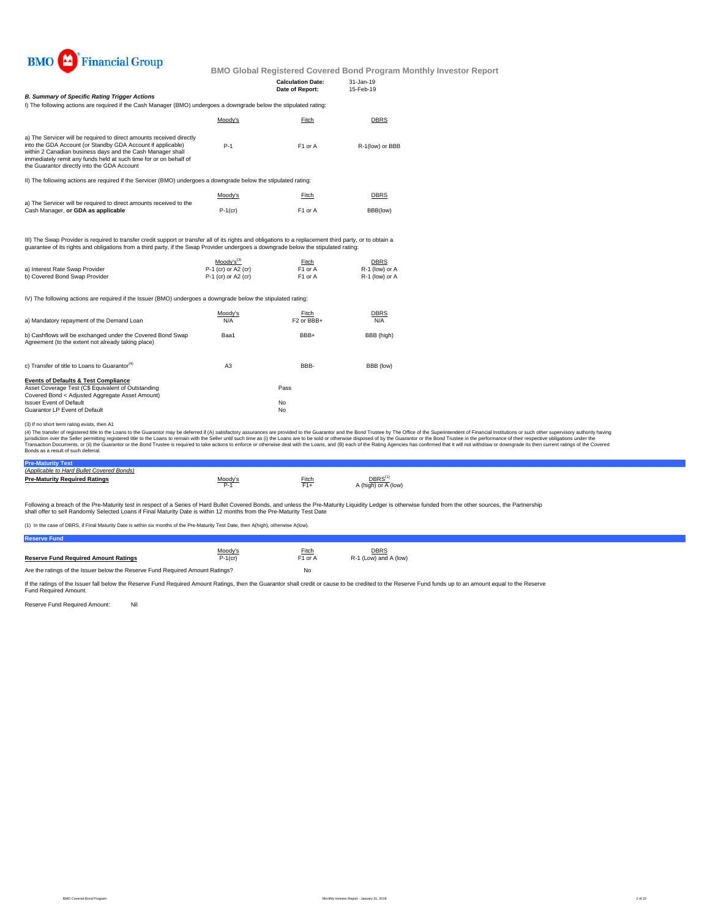**BMO Financial Group**

**BMO Global Registered Covered Bond Program Monthly Investor Report**

| | |
|---|---|
| **Calculation Date:** | 31-Jan-19 |
| **Date of Report:** | 15-Feb-19 |

***B. Summary of Specific Rating Trigger Actions***

I) The following actions are required if the Cash Manager (BMO) undergoes a downgrade below the stipulated rating:

| | Moody's | Fitch | DBRS |
|---|---|---|---|
| a) The Servicer will be required to direct amounts received directly into the GDA Account (or Standby GDA Account if applicable) within 2 Canadian business days and the Cash Manager shall immediately remit any funds held at such time for or on behalf of the Guarantor directly into the GDA Account | P-1 | F1 or A | R-1(low) or BBB |

II) The following actions are required if the Servicer (BMO) undergoes a downgrade below the stipulated rating:

| | Moody's | Fitch | DBRS |
|---|---|---|---|
| a) The Servicer will be required to direct amounts received to the Cash Manager, **or GDA as applicable** | P-1(cr) | F1 or A | BBB(low) |

III) The Swap Provider is required to transfer credit support or transfer all of its rights and obligations to a replacement third party, or to obtain a guarantee of its rights and obligations from a third party, if the Swap Provider undergoes a downgrade below the stipulated rating:

| | Moody's[3] | Fitch | DBRS |
|---|---|---|---|
| a) Interest Rate Swap Provider | P-1 (cr) or A2 (cr) | F1 or A | R-1 (low) or A |
| b) Covered Bond Swap Provider | P-1 (cr) or A2 (cr) | F1 or A | R-1 (low) or A |

IV) The following actions are required if the Issuer (BMO) undergoes a downgrade below the stipulated rating:

| | Moody's | Fitch | DBRS |
|---|---|---|---|
| a) Mandatory repayment of the Demand Loan | N/A | F2 or BBB+ | N/A |
| b) Cashflows will be exchanged under the Covered Bond Swap Agreement (to the extent not already taking place) | Baa1 | BBB+ | BBB (high) |
| c) Transfer of title to Loans to Guarantor[4] | A3 | BBB- | BBB (low) |

**Events of Defaults & Test Compliance**

| | |
|---|---|
| Asset Coverage Test (C$ Equivalent of Outstanding Covered Bond < Adjusted Aggregate Asset Amount) | Pass |
| Issuer Event of Default | No |
| Guarantor LP Event of Default | No |

(3) If no short term rating exists, then A1

(4) The transfer of registered title to the Loans to the Guarantor may be deferred if (A) satisfactory assurances are provided to the Guarantor and the Bond Trustee by The Office of the Superintendent of Financial Institutions or such other supervisory authority having jurisdiction over the Seller permitting registered title to the Loans to remain with the Seller until such time as (i) the Loans are to be sold or otherwise disposed of by the Guarantor or the Bond Trustee in the performance of their respective obligations under the Transaction Documents, or (ii) the Guarantor or the Bond Trustee is required to take actions to enforce or otherwise deal with the Loans, and (B) each of the Rating Agencies has confirmed that it will not withdraw or downgrade its then current ratings of the Covered Bonds as a result of such deferral.

## Pre-Maturity Test

*(Applicable to Hard Bullet Covered Bonds)*

| | Moody's | Fitch | DBRS[1] |
|---|---|---|---|
| **Pre-Maturity Required Ratings** | P-1 | F1+ | A (high) or A (low) |

Following a breach of the Pre-Maturity test in respect of a Series of Hard Bullet Covered Bonds, and unless the Pre-Maturity Liquidity Ledger is otherwise funded from the other sources, the Partnership shall offer to sell Randomly Selected Loans if Final Maturity Date is within 12 months from the Pre-Maturity Test Date

(1) In the case of DBRS, if Final Maturity Date is within six months of the Pre-Maturity Test Date, then A(high), otherwise A(low).

## Reserve Fund

| | Moody's | Fitch | DBRS |
|---|---|---|---|
| **Reserve Fund Required Amount Ratings** | P-1(cr) | F1 or A | R-1 (Low) and A (low) |
| Are the ratings of the Issuer below the Reserve Fund Required Amount Ratings? | | No | |

If the ratings of the Issuer fall below the Reserve Fund Required Amount Ratings, then the Guarantor shall credit or cause to be credited to the Reserve Fund funds up to an amount equal to the Reserve Fund Required Amount.

Reserve Fund Required Amount: Nil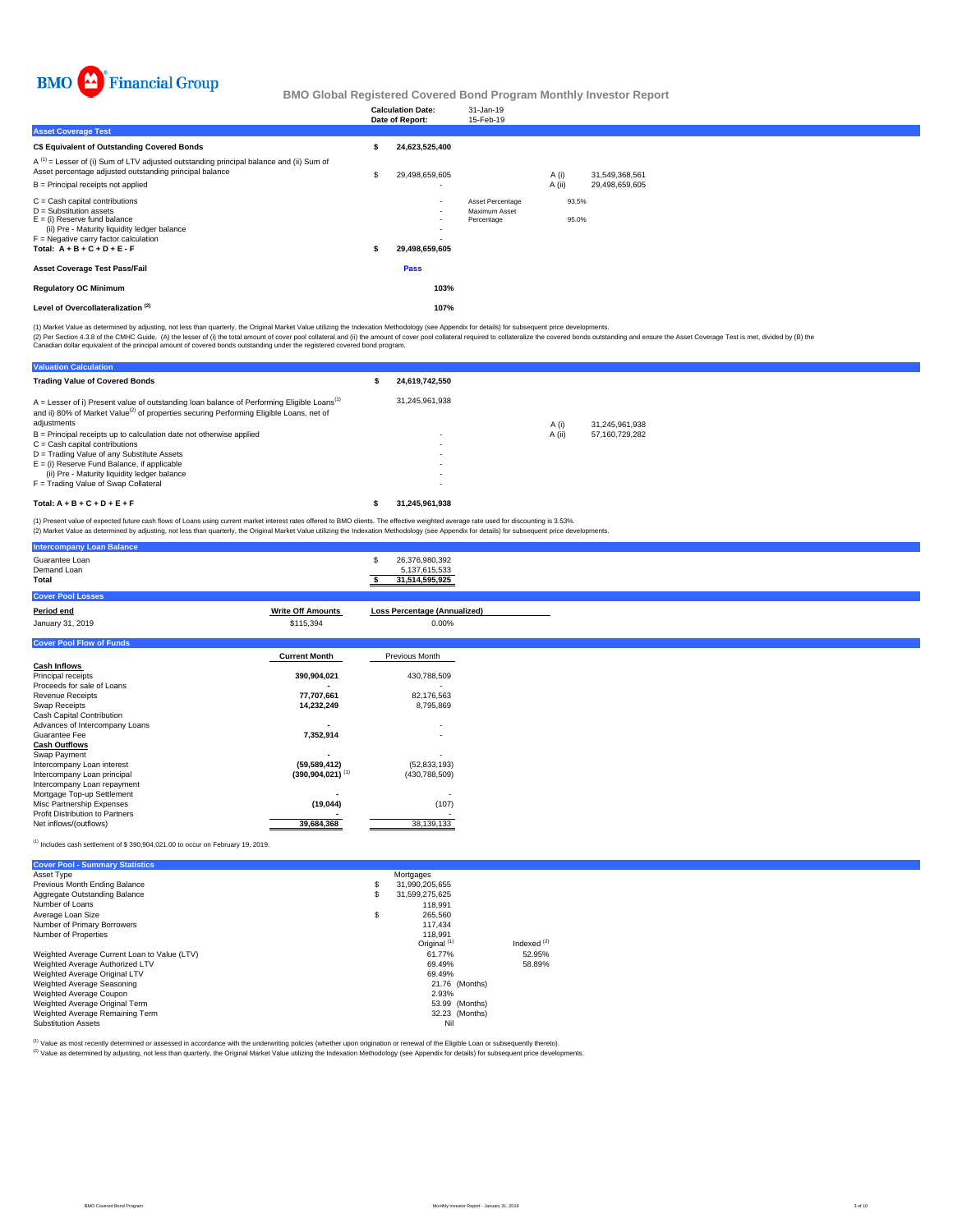BMO Financial Group

# BMO Global Registered Covered Bond Program Monthly Investor Report

| | |
|---|---|
| Calculation Date: | 31-Jan-19 |
| Date of Report: | 15-Feb-19 |

## Asset Coverage Test

| | | | | |
|---|---|---|---|---|
| **C$ Equivalent of Outstanding Covered Bonds** | **$ 24,623,525,400** | | | |
| A [1] = Lesser of (i) Sum of LTV adjusted outstanding principal balance and (ii) Sum of Asset percentage adjusted outstanding principal balance | $ 29,498,659,605 | | A (i) | 31,549,368,561 |
| B = Principal receipts not applied | - | | A (ii) | 29,498,659,605 |
| C = Cash capital contributions | - | Asset Percentage | 93.5% | |
| D = Substitution assets | - | Maximum Asset Percentage | 95.0% | |
| E = (i) Reserve fund balance | - | | | |
| (ii) Pre - Maturity liquidity ledger balance | - | | | |
| F = Negative carry factor calculation | - | | | |
| **Total: A + B + C + D + E - F** | **$ 29,498,659,605** | | | |
| **Asset Coverage Test Pass/Fail** | **Pass** | | | |
| **Regulatory OC Minimum** | **103%** | | | |
| **Level of Overcollateralization [2]** | **107%** | | | |

(1) Market Value as determined by adjusting, not less than quarterly, the Original Market Value utilizing the Indexation Methodology (see Appendix for details) for subsequent price developments.
(2) Per Section 4.3.8 of the CMHC Guide, (A) the lesser of (i) the total amount of cover pool collateral and (ii) the amount of cover pool collateral required to collateralize the covered bonds outstanding and ensure the Asset Coverage Test is met, divided by (B) the Canadian dollar equivalent of the principal amount of covered bonds outstanding under the registered covered bond program.

## Valuation Calculation

| | | | |
|---|---|---|---|
| **Trading Value of Covered Bonds** | **$ 24,619,742,550** | | |
| A = Lesser of i) Present value of outstanding loan balance of Performing Eligible Loans[1] and ii) 80% of Market Value[2] of properties securing Performing Eligible Loans, net of adjustments | 31,245,961,938 | A (i) | 31,245,961,938 |
| B = Principal receipts up to calculation date not otherwise applied | - | A (ii) | 57,160,729,282 |
| C = Cash capital contributions | - | | |
| D = Trading Value of any Substitute Assets | - | | |
| E = (i) Reserve Fund Balance, if applicable | - | | |
| (ii) Pre - Maturity liquidity ledger balance | - | | |
| F = Trading Value of Swap Collateral | - | | |
| **Total: A + B + C + D + E + F** | **$ 31,245,961,938** | | |

(1) Present value of expected future cash flows of Loans using current market interest rates offered to BMO clients. The effective weighted average rate used for discounting is 3.53%.
(2) Market Value as determined by adjusting, not less than quarterly, the Original Market Value utilizing the Indexation Methodology (see Appendix for details) for subsequent price developments.

## Intercompany Loan Balance

| | |
|---|---|
| Guarantee Loan | $ 26,376,980,392 |
| Demand Loan | 5,137,615,533 |
| **Total** | **$ 31,514,595,925** |

## Cover Pool Losses

| Period end | Write Off Amounts | Loss Percentage (Annualized) |
|---|---|---|
| January 31, 2019 | $115,394 | 0.00% |

## Cover Pool Flow of Funds

| | Current Month | Previous Month |
|---|---|---|
| **Cash Inflows** | | |
| Principal receipts | **390,904,021** | 430,788,509 |
| Proceeds for sale of Loans | **-** | - |
| Revenue Receipts | **77,707,661** | 82,176,563 |
| Swap Receipts | **14,232,249** | 8,795,869 |
| Cash Capital Contribution | | |
| Advances of Intercompany Loans | **-** | - |
| Guarantee Fee | **7,352,914** | - |
| **Cash Outflows** | | |
| Swap Payment | **-** | - |
| Intercompany Loan interest | **(59,589,412)** | (52,833,193) |
| Intercompany Loan principal | **(390,904,021)** [1] | (430,788,509) |
| Intercompany Loan repayment | | |
| Mortgage Top-up Settlement | **-** | - |
| Misc Partnership Expenses | **(19,044)** | (107) |
| Profit Distribution to Partners | **-** | - |
| Net inflows/(outflows) | **39,684,368** | 38,139,133 |

[1] Includes cash settlement of $ 390,904,021.00 to occur on February 19, 2019.

## Cover Pool - Summary Statistics

| | | |
|---|---|---|
| Asset Type | Mortgages | |
| Previous Month Ending Balance | $ 31,990,205,655 | |
| Aggregate Outstanding Balance | $ 31,599,275,625 | |
| Number of Loans | 118,991 | |
| Average Loan Size | $ 265,560 | |
| Number of Primary Borrowers | 117,434 | |
| Number of Properties | 118,991 | |
| | Original [1] | Indexed [2] |
| Weighted Average Current Loan to Value (LTV) | 61.77% | 52.95% |
| Weighted Average Authorized LTV | 69.49% | 58.89% |
| Weighted Average Original LTV | 69.49% | |
| Weighted Average Seasoning | 21.76 (Months) | |
| Weighted Average Coupon | 2.93% | |
| Weighted Average Original Term | 53.99 (Months) | |
| Weighted Average Remaining Term | 32.23 (Months) | |
| Substitution Assets | Nil | |

[1] Value as most recently determined or assessed in accordance with the underwriting policies (whether upon origination or renewal of the Eligible Loan or subsequently thereto).
[2] Value as determined by adjusting, not less than quarterly, the Original Market Value utilizing the Indexation Methodology (see Appendix for details) for subsequent price developments.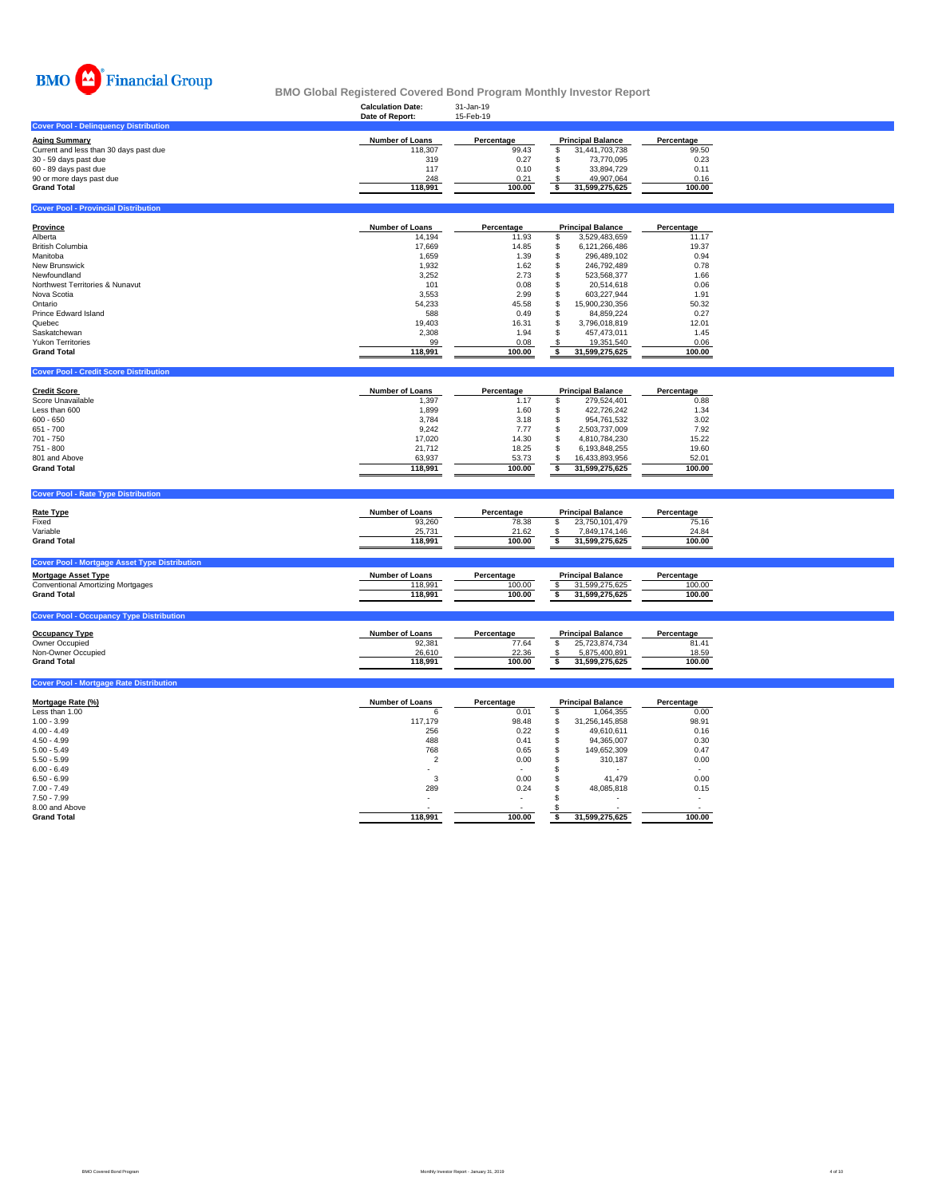BMO Financial Group

# BMO Global Registered Covered Bond Program Monthly Investor Report

**Calculation Date:** 31-Jan-19
**Date of Report:** 15-Feb-19

## Cover Pool - Delinquency Distribution

| Aging Summary | Number of Loans | Percentage | Principal Balance | Percentage |
|---|---|---|---|---|
| Current and less than 30 days past due | 118,307 | 99.43 | $ 31,441,703,738 | 99.50 |
| 30 - 59 days past due | 319 | 0.27 | $ 73,770,095 | 0.23 |
| 60 - 89 days past due | 117 | 0.10 | $ 33,894,729 | 0.11 |
| 90 or more days past due | 248 | 0.21 | $ 49,907,064 | 0.16 |
| **Grand Total** | **118,991** | **100.00** | **$ 31,599,275,625** | **100.00** |

## Cover Pool - Provincial Distribution

| Province | Number of Loans | Percentage | Principal Balance | Percentage |
|---|---|---|---|---|
| Alberta | 14,194 | 11.93 | $ 3,529,483,659 | 11.17 |
| British Columbia | 17,669 | 14.85 | $ 6,121,266,486 | 19.37 |
| Manitoba | 1,659 | 1.39 | $ 296,489,102 | 0.94 |
| New Brunswick | 1,932 | 1.62 | $ 246,792,489 | 0.78 |
| Newfoundland | 3,252 | 2.73 | $ 523,568,377 | 1.66 |
| Northwest Territories & Nunavut | 101 | 0.08 | $ 20,514,618 | 0.06 |
| Nova Scotia | 3,553 | 2.99 | $ 603,227,944 | 1.91 |
| Ontario | 54,233 | 45.58 | $ 15,900,230,356 | 50.32 |
| Prince Edward Island | 588 | 0.49 | $ 84,859,224 | 0.27 |
| Quebec | 19,403 | 16.31 | $ 3,796,018,819 | 12.01 |
| Saskatchewan | 2,308 | 1.94 | $ 457,473,011 | 1.45 |
| Yukon Territories | 99 | 0.08 | $ 19,351,540 | 0.06 |
| **Grand Total** | **118,991** | **100.00** | **$ 31,599,275,625** | **100.00** |

## Cover Pool - Credit Score Distribution

| Credit Score | Number of Loans | Percentage | Principal Balance | Percentage |
|---|---|---|---|---|
| Score Unavailable | 1,397 | 1.17 | $ 279,524,401 | 0.88 |
| Less than 600 | 1,899 | 1.60 | $ 422,726,242 | 1.34 |
| 600 - 650 | 3,784 | 3.18 | $ 954,761,532 | 3.02 |
| 651 - 700 | 9,242 | 7.77 | $ 2,503,737,009 | 7.92 |
| 701 - 750 | 17,020 | 14.30 | $ 4,810,784,230 | 15.22 |
| 751 - 800 | 21,712 | 18.25 | $ 6,193,848,255 | 19.60 |
| 801 and Above | 63,937 | 53.73 | $ 16,433,893,956 | 52.01 |
| **Grand Total** | **118,991** | **100.00** | **$ 31,599,275,625** | **100.00** |

## Cover Pool - Rate Type Distribution

| Rate Type | Number of Loans | Percentage | Principal Balance | Percentage |
|---|---|---|---|---|
| Fixed | 93,260 | 78.38 | $ 23,750,101,479 | 75.16 |
| Variable | 25,731 | 21.62 | $ 7,849,174,146 | 24.84 |
| **Grand Total** | **118,991** | **100.00** | **$ 31,599,275,625** | **100.00** |

## Cover Pool - Mortgage Asset Type Distribution

| Mortgage Asset Type | Number of Loans | Percentage | Principal Balance | Percentage |
|---|---|---|---|---|
| Conventional Amortizing Mortgages | 118,991 | 100.00 | $ 31,599,275,625 | 100.00 |
| **Grand Total** | **118,991** | **100.00** | **$ 31,599,275,625** | **100.00** |

## Cover Pool - Occupancy Type Distribution

| Occupancy Type | Number of Loans | Percentage | Principal Balance | Percentage |
|---|---|---|---|---|
| Owner Occupied | 92,381 | 77.64 | $ 25,723,874,734 | 81.41 |
| Non-Owner Occupied | 26,610 | 22.36 | $ 5,875,400,891 | 18.59 |
| **Grand Total** | **118,991** | **100.00** | **$ 31,599,275,625** | **100.00** |

## Cover Pool - Mortgage Rate Distribution

| Mortgage Rate (%) | Number of Loans | Percentage | Principal Balance | Percentage |
|---|---|---|---|---|
| Less than 1.00 | 6 | 0.01 | $ 1,064,355 | 0.00 |
| 1.00 - 3.99 | 117,179 | 98.48 | $ 31,256,145,858 | 98.91 |
| 4.00 - 4.49 | 256 | 0.22 | $ 49,610,611 | 0.16 |
| 4.50 - 4.99 | 488 | 0.41 | $ 94,365,007 | 0.30 |
| 5.00 - 5.49 | 768 | 0.65 | $ 149,652,309 | 0.47 |
| 5.50 - 5.99 | 2 | 0.00 | $ 310,187 | 0.00 |
| 6.00 - 6.49 | - | - | $ - | - |
| 6.50 - 6.99 | 3 | 0.00 | $ 41,479 | 0.00 |
| 7.00 - 7.49 | 289 | 0.24 | $ 48,085,818 | 0.15 |
| 7.50 - 7.99 | - | - | $ - | - |
| 8.00 and Above | - | - | $ - | - |
| **Grand Total** | **118,991** | **100.00** | **$ 31,599,275,625** | **100.00** |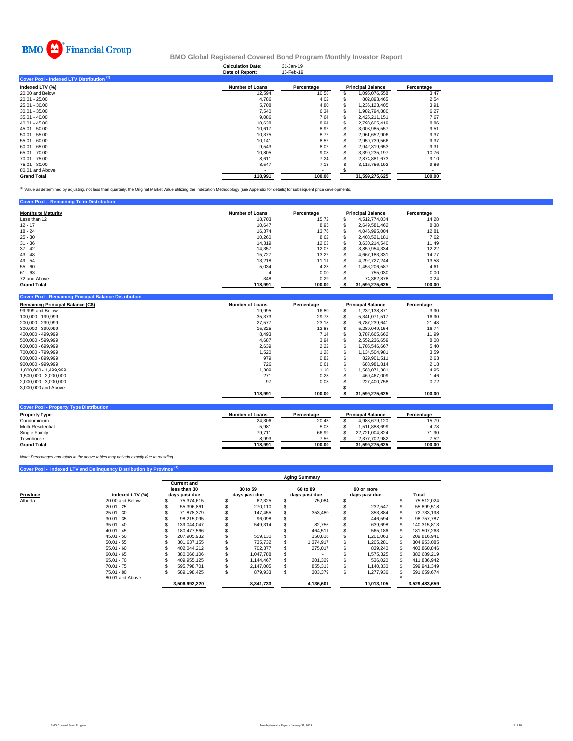BMO Financial Group

# BMO Global Registered Covered Bond Program Monthly Investor Report

**Calculation Date:** 31-Jan-19
**Date of Report:** 15-Feb-19

## Cover Pool - Indexed LTV Distribution [1]

| Indexed LTV (%) | Number of Loans | Percentage | Principal Balance | Percentage |
|---|---|---|---|---|
| 20.00 and Below | 12,594 | 10.58 | $ 1,095,076,558 | 3.47 |
| 20.01 - 25.00 | 4,786 | 4.02 | $ 802,893,465 | 2.54 |
| 25.01 - 30.00 | 5,708 | 4.80 | $ 1,236,123,405 | 3.91 |
| 30.01 - 35.00 | 7,540 | 6.34 | $ 1,982,794,880 | 6.27 |
| 35.01 - 40.00 | 9,086 | 7.64 | $ 2,425,211,151 | 7.67 |
| 40.01 - 45.00 | 10,638 | 8.94 | $ 2,798,605,419 | 8.86 |
| 45.01 - 50.00 | 10,617 | 8.92 | $ 3,003,985,557 | 9.51 |
| 50.01 - 55.00 | 10,375 | 8.72 | $ 2,961,652,906 | 9.37 |
| 55.01 - 60.00 | 10,141 | 8.52 | $ 2,959,739,566 | 9.37 |
| 60.01 - 65.00 | 9,543 | 8.02 | $ 2,942,319,653 | 9.31 |
| 65.01 - 70.00 | 10,805 | 9.08 | $ 3,399,235,197 | 10.76 |
| 70.01 - 75.00 | 8,611 | 7.24 | $ 2,874,881,673 | 9.10 |
| 75.01 - 80.00 | 8,547 | 7.18 | $ 3,116,756,192 | 9.86 |
| 80.01 and Above | - | - | $ - | - |
| **Grand Total** | **118,991** | **100.00** | **31,599,275,625** | **100.00** |

[1] Value as determined by adjusting, not less than quarterly, the Original Market Value utilizing the Indexation Methodology (see Appendix for details) for subsequent price developments.

## Cover Pool - Remaining Term Distribution

| Months to Maturity | Number of Loans | Percentage | Principal Balance | Percentage |
|---|---|---|---|---|
| Less than 12 | 18,703 | 15.72 | $ 4,512,774,034 | 14.28 |
| 12 - 17 | 10,647 | 8.95 | $ 2,649,581,462 | 8.38 |
| 18 - 24 | 16,374 | 13.76 | $ 4,046,995,004 | 12.81 |
| 25 - 30 | 10,260 | 8.62 | $ 2,408,521,181 | 7.62 |
| 31 - 36 | 14,319 | 12.03 | $ 3,630,214,540 | 11.49 |
| 37 - 42 | 14,357 | 12.07 | $ 3,859,954,334 | 12.22 |
| 43 - 48 | 15,727 | 13.22 | $ 4,667,183,331 | 14.77 |
| 49 - 54 | 13,218 | 11.11 | $ 4,292,727,244 | 13.58 |
| 55 - 60 | 5,034 | 4.23 | $ 1,456,206,587 | 4.61 |
| 61 - 63 | 4 | 0.00 | $ 755,030 | 0.00 |
| 72 and Above | 348 | 0.29 | $ 74,362,878 | 0.24 |
| **Grand Total** | **118,991** | **100.00** | **$ 31,599,275,625** | **100.00** |

## Cover Pool - Remaining Principal Balance Distribution

| Remaining Principal Balance (C$) | Number of Loans | Percentage | Principal Balance | Percentage |
|---|---|---|---|---|
| 99,999 and Below | 19,995 | 16.80 | $ 1,232,138,871 | 3.90 |
| 100,000 - 199,999 | 35,373 | 29.73 | $ 5,341,071,517 | 16.90 |
| 200,000 - 299,999 | 27,577 | 23.18 | $ 6,787,239,641 | 21.48 |
| 300,000 - 399,999 | 15,325 | 12.88 | $ 5,289,049,154 | 16.74 |
| 400,000 - 499,999 | 8,493 | 7.14 | $ 3,787,665,662 | 11.99 |
| 500,000 - 599,999 | 4,687 | 3.94 | $ 2,552,236,659 | 8.08 |
| 600,000 - 699,999 | 2,639 | 2.22 | $ 1,705,546,667 | 5.40 |
| 700,000 - 799,999 | 1,520 | 1.28 | $ 1,134,504,981 | 3.59 |
| 800,000 - 899,999 | 979 | 0.82 | $ 829,901,511 | 2.63 |
| 900,000 - 999,999 | 726 | 0.61 | $ 688,981,814 | 2.18 |
| 1,000,000 - 1,499,999 | 1,309 | 1.10 | $ 1,563,071,381 | 4.95 |
| 1,500,000 - 2,000,000 | 271 | 0.23 | $ 460,467,009 | 1.46 |
| 2,000,000 - 3,000,000 | 97 | 0.08 | $ 227,400,758 | 0.72 |
| 3,000,000 and Above | - | - | $ - | - |
| | **118,991** | **100.00** | **$ 31,599,275,625** | **100.00** |

## Cover Pool - Property Type Distribution

| Property Type | Number of Loans | Percentage | Principal Balance | Percentage |
|---|---|---|---|---|
| Condominium | 24,306 | 20.43 | $ 4,988,679,120 | 15.79 |
| Multi-Residential | 5,981 | 5.03 | $ 1,511,888,699 | 4.78 |
| Single Family | 79,711 | 66.99 | $ 22,721,004,824 | 71.90 |
| Townhouse | 8,993 | 7.56 | $ 2,377,702,982 | 7.52 |
| **Grand Total** | **118,991** | **100.00** | **31,599,275,625** | **100.00** |

*Note: Percentages and totals in the above tables may not add exactly due to rounding.*

## Cover Pool - Indexed LTV and Delinquency Distribution by Province [1]

| | | Aging Summary | | | | |
|---|---|---|---|---|---|---|
| **Province** | **Indexed LTV (%)** | **Current and less than 30 days past due** | **30 to 59 days past due** | **60 to 89 days past due** | **90 or more days past due** | **Total** |
| Alberta | 20.00 and Below | $ 75,374,615 | $ 62,325 | $ 75,084 | $ - | $ 75,512,024 |
| | 20.01 - 25 | $ 55,396,861 | $ 270,110 | $ - | $ 232,547 | $ 55,899,518 |
| | 25.01 - 30 | $ 71,878,379 | $ 147,455 | $ 353,480 | $ 353,884 | $ 72,733,198 |
| | 30.01 - 35 | $ 98,215,095 | $ 96,098 | $ - | $ 446,594 | $ 98,757,787 |
| | 35.01 - 40 | $ 139,044,047 | $ 549,314 | $ 82,755 | $ 639,698 | $ 140,315,813 |
| | 40.01 - 45 | $ 180,477,566 | $ - | $ 464,511 | $ 565,186 | $ 181,507,263 |
| | 45.01 - 50 | $ 207,905,932 | $ 559,130 | $ 150,816 | $ 1,201,063 | $ 209,816,941 |
| | 50.01 - 55 | $ 301,637,155 | $ 735,732 | $ 1,374,917 | $ 1,205,281 | $ 304,953,085 |
| | 55.01 - 60 | $ 402,044,212 | $ 702,377 | $ 275,017 | $ 839,240 | $ 403,860,846 |
| | 60.01 - 65 | $ 380,066,106 | $ 1,047,788 | $ - | $ 1,575,325 | $ 382,689,219 |
| | 65.01 - 70 | $ 409,955,125 | $ 1,144,467 | $ 201,329 | $ 536,020 | $ 411,836,942 |
| | 70.01 - 75 | $ 595,798,701 | $ 2,147,005 | $ 855,313 | $ 1,140,330 | $ 599,941,349 |
| | 75.01 - 80 | $ 589,198,425 | $ 879,933 | $ 303,379 | $ 1,277,936 | $ 591,659,674 |
| | 80.01 and Above | | | | | $ - |
| | | **3,506,992,220** | **8,341,733** | **4,136,601** | **10,013,105** | **3,529,483,659** |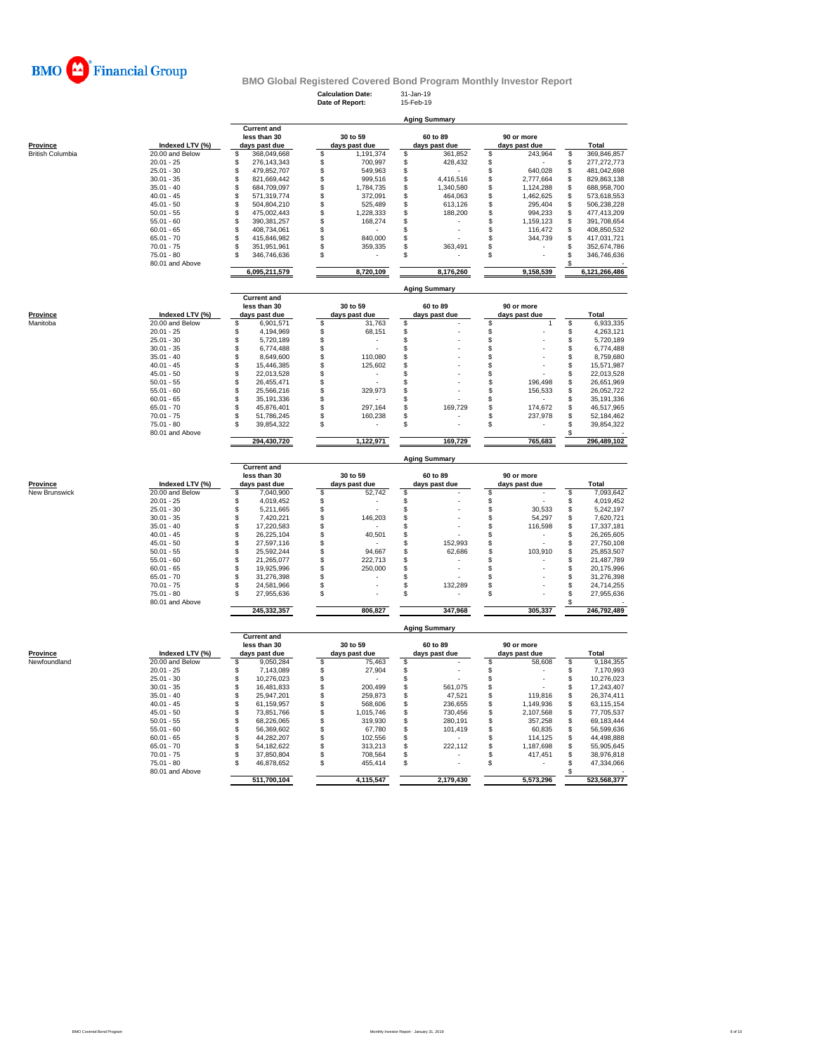# BMO Financial Group

## BMO Global Registered Covered Bond Program Monthly Investor Report

**Calculation Date:** 31-Jan-19
**Date of Report:** 15-Feb-19

### Aging Summary

| Province | Indexed LTV (%) | Current and less than 30 days past due | 30 to 59 days past due | 60 to 89 days past due | 90 or more days past due | Total |
|---|---|---|---|---|---|---|
| British Columbia | 20.00 and Below | $ 368,049,668 | $ 1,191,374 | $ 361,852 | $ 243,964 | $ 369,846,857 |
| | 20.01 - 25 | $ 276,143,343 | $ 700,997 | $ 428,432 | $ - | $ 277,272,773 |
| | 25.01 - 30 | $ 479,852,707 | $ 549,963 | $ - | $ 640,028 | $ 481,042,698 |
| | 30.01 - 35 | $ 821,669,442 | $ 999,516 | $ 4,416,516 | $ 2,777,664 | $ 829,863,138 |
| | 35.01 - 40 | $ 684,709,097 | $ 1,784,735 | $ 1,340,580 | $ 1,124,288 | $ 688,958,700 |
| | 40.01 - 45 | $ 571,319,774 | $ 372,091 | $ 464,063 | $ 1,462,625 | $ 573,618,553 |
| | 45.01 - 50 | $ 504,804,210 | $ 525,489 | $ 613,126 | $ 295,404 | $ 506,238,228 |
| | 50.01 - 55 | $ 475,002,443 | $ 1,228,333 | $ 188,200 | $ 994,233 | $ 477,413,209 |
| | 55.01 - 60 | $ 390,381,257 | $ 168,274 | $ - | $ 1,159,123 | $ 391,708,654 |
| | 60.01 - 65 | $ 408,734,061 | $ - | $ - | $ 116,472 | $ 408,850,532 |
| | 65.01 - 70 | $ 415,846,982 | $ 840,000 | $ - | $ 344,739 | $ 417,031,721 |
| | 70.01 - 75 | $ 351,951,961 | $ 359,335 | $ 363,491 | $ - | $ 352,674,786 |
| | 75.01 - 80 | $ 346,746,636 | $ - | $ - | $ - | $ 346,746,636 |
| | 80.01 and Above | | | | | $ - |
| | | **6,095,211,579** | **8,720,109** | **8,176,260** | **9,158,539** | **6,121,266,486** |

### Aging Summary

| Province | Indexed LTV (%) | Current and less than 30 days past due | 30 to 59 days past due | 60 to 89 days past due | 90 or more days past due | Total |
|---|---|---|---|---|---|---|
| Manitoba | 20.00 and Below | $ 6,901,571 | $ 31,763 | $ - | $ 1 | $ 6,933,335 |
| | 20.01 - 25 | $ 4,194,969 | $ 68,151 | $ - | $ - | $ 4,263,121 |
| | 25.01 - 30 | $ 5,720,189 | $ - | $ - | $ - | $ 5,720,189 |
| | 30.01 - 35 | $ 6,774,488 | $ - | $ - | $ - | $ 6,774,488 |
| | 35.01 - 40 | $ 8,649,600 | $ 110,080 | $ - | $ - | $ 8,759,680 |
| | 40.01 - 45 | $ 15,446,385 | $ 125,602 | $ - | $ - | $ 15,571,987 |
| | 45.01 - 50 | $ 22,013,528 | $ - | $ - | $ - | $ 22,013,528 |
| | 50.01 - 55 | $ 26,455,471 | $ - | $ - | $ 196,498 | $ 26,651,969 |
| | 55.01 - 60 | $ 25,566,216 | $ 329,973 | $ - | $ 156,533 | $ 26,052,722 |
| | 60.01 - 65 | $ 35,191,336 | $ - | $ - | $ - | $ 35,191,336 |
| | 65.01 - 70 | $ 45,876,401 | $ 297,164 | $ 169,729 | $ 174,672 | $ 46,517,965 |
| | 70.01 - 75 | $ 51,786,245 | $ 160,238 | $ - | $ 237,978 | $ 52,184,462 |
| | 75.01 - 80 | $ 39,854,322 | $ - | $ - | $ - | $ 39,854,322 |
| | 80.01 and Above | | | | | $ - |
| | | **294,430,720** | **1,122,971** | **169,729** | **765,683** | **296,489,102** |

### Aging Summary

| Province | Indexed LTV (%) | Current and less than 30 days past due | 30 to 59 days past due | 60 to 89 days past due | 90 or more days past due | Total |
|---|---|---|---|---|---|---|
| New Brunswick | 20.00 and Below | $ 7,040,900 | $ 52,742 | $ - | $ - | $ 7,093,642 |
| | 20.01 - 25 | $ 4,019,452 | $ - | $ - | $ - | $ 4,019,452 |
| | 25.01 - 30 | $ 5,211,665 | $ - | $ - | $ 30,533 | $ 5,242,197 |
| | 30.01 - 35 | $ 7,420,221 | $ 146,203 | $ - | $ 54,297 | $ 7,620,721 |
| | 35.01 - 40 | $ 17,220,583 | $ - | $ - | $ 116,598 | $ 17,337,181 |
| | 40.01 - 45 | $ 26,225,104 | $ 40,501 | $ - | $ - | $ 26,265,605 |
| | 45.01 - 50 | $ 27,597,116 | $ - | $ 152,993 | $ - | $ 27,750,108 |
| | 50.01 - 55 | $ 25,592,244 | $ 94,667 | $ 62,686 | $ 103,910 | $ 25,853,507 |
| | 55.01 - 60 | $ 21,265,077 | $ 222,713 | $ - | $ - | $ 21,487,789 |
| | 60.01 - 65 | $ 19,925,996 | $ 250,000 | $ - | $ - | $ 20,175,996 |
| | 65.01 - 70 | $ 31,276,398 | $ - | $ - | $ - | $ 31,276,398 |
| | 70.01 - 75 | $ 24,581,966 | $ - | $ 132,289 | $ - | $ 24,714,255 |
| | 75.01 - 80 | $ 27,955,636 | $ - | $ - | $ - | $ 27,955,636 |
| | 80.01 and Above | | | | | $ - |
| | | **245,332,357** | **806,827** | **347,968** | **305,337** | **246,792,489** |

### Aging Summary

| Province | Indexed LTV (%) | Current and less than 30 days past due | 30 to 59 days past due | 60 to 89 days past due | 90 or more days past due | Total |
|---|---|---|---|---|---|---|
| Newfoundland | 20.00 and Below | $ 9,050,284 | $ 75,463 | $ - | $ 58,608 | $ 9,184,355 |
| | 20.01 - 25 | $ 7,143,089 | $ 27,904 | $ - | $ - | $ 7,170,993 |
| | 25.01 - 30 | $ 10,276,023 | $ - | $ - | $ - | $ 10,276,023 |
| | 30.01 - 35 | $ 16,481,833 | $ 200,499 | $ 561,075 | $ - | $ 17,243,407 |
| | 35.01 - 40 | $ 25,947,201 | $ 259,873 | $ 47,521 | $ 119,816 | $ 26,374,411 |
| | 40.01 - 45 | $ 61,159,957 | $ 568,606 | $ 236,655 | $ 1,149,936 | $ 63,115,154 |
| | 45.01 - 50 | $ 73,851,766 | $ 1,015,746 | $ 730,456 | $ 2,107,568 | $ 77,705,537 |
| | 50.01 - 55 | $ 68,226,065 | $ 319,930 | $ 280,191 | $ 357,258 | $ 69,183,444 |
| | 55.01 - 60 | $ 56,369,602 | $ 67,780 | $ 101,419 | $ 60,835 | $ 56,599,636 |
| | 60.01 - 65 | $ 44,282,207 | $ 102,556 | $ - | $ 114,125 | $ 44,498,888 |
| | 65.01 - 70 | $ 54,182,622 | $ 313,213 | $ 222,112 | $ 1,187,698 | $ 55,905,645 |
| | 70.01 - 75 | $ 37,850,804 | $ 708,564 | $ - | $ 417,451 | $ 38,976,818 |
| | 75.01 - 80 | $ 46,878,652 | $ 455,414 | $ - | $ - | $ 47,334,066 |
| | 80.01 and Above | | | | | $ - |
| | | **511,700,104** | **4,115,547** | **2,179,430** | **5,573,296** | **523,568,377** |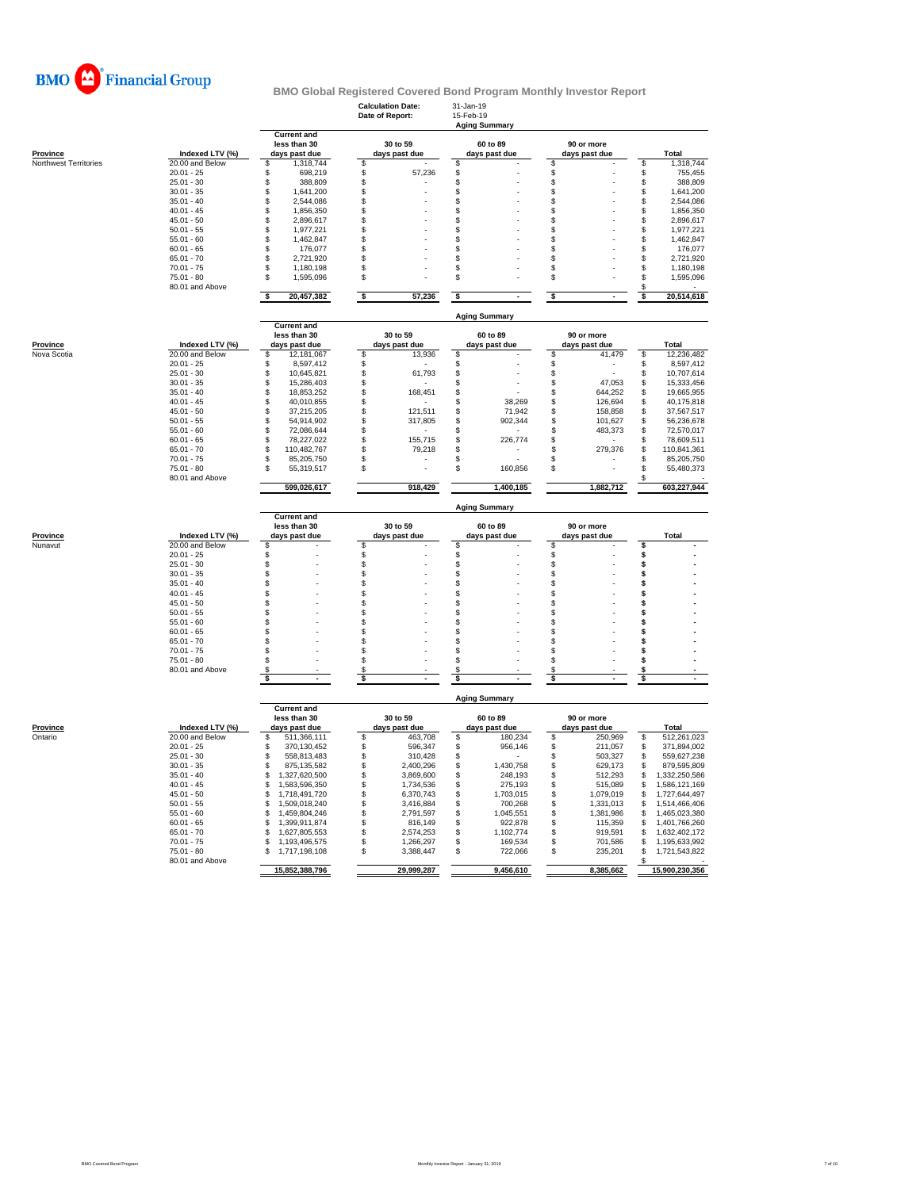BMO Financial Group

# BMO Global Registered Covered Bond Program Monthly Investor Report

**Calculation Date:** 31-Jan-19
**Date of Report:** 15-Feb-19

## Aging Summary

| Province | Indexed LTV (%) | Current and less than 30 days past due | 30 to 59 days past due | 60 to 89 days past due | 90 or more days past due | Total |
|---|---|---|---|---|---|---|
| Northwest Territories | 20.00 and Below | $ 1,318,744 | $ - | $ - | $ - | $ 1,318,744 |
| | 20.01 - 25 | $ 698,219 | $ 57,236 | $ - | $ - | $ 755,455 |
| | 25.01 - 30 | $ 388,809 | $ - | $ - | $ - | $ 388,809 |
| | 30.01 - 35 | $ 1,641,200 | $ - | $ - | $ - | $ 1,641,200 |
| | 35.01 - 40 | $ 2,544,086 | $ - | $ - | $ - | $ 2,544,086 |
| | 40.01 - 45 | $ 1,856,350 | $ - | $ - | $ - | $ 1,856,350 |
| | 45.01 - 50 | $ 2,896,617 | $ - | $ - | $ - | $ 2,896,617 |
| | 50.01 - 55 | $ 1,977,221 | $ - | $ - | $ - | $ 1,977,221 |
| | 55.01 - 60 | $ 1,462,847 | $ - | $ - | $ - | $ 1,462,847 |
| | 60.01 - 65 | $ 176,077 | $ - | $ - | $ - | $ 176,077 |
| | 65.01 - 70 | $ 2,721,920 | $ - | $ - | $ - | $ 2,721,920 |
| | 70.01 - 75 | $ 1,180,198 | $ - | $ - | $ - | $ 1,180,198 |
| | 75.01 - 80 | $ 1,595,096 | $ - | $ - | $ - | $ 1,595,096 |
| | 80.01 and Above | | | | | $ - |
| | | $ 20,457,382 | $ 57,236 | $ - | $ - | $ 20,514,618 |

## Aging Summary

| Province | Indexed LTV (%) | Current and less than 30 days past due | 30 to 59 days past due | 60 to 89 days past due | 90 or more days past due | Total |
|---|---|---|---|---|---|---|
| Nova Scotia | 20.00 and Below | $ 12,181,067 | $ 13,936 | $ - | $ 41,479 | $ 12,236,482 |
| | 20.01 - 25 | $ 8,597,412 | $ - | $ - | $ - | $ 8,597,412 |
| | 25.01 - 30 | $ 10,645,821 | $ 61,793 | $ - | $ - | $ 10,707,614 |
| | 30.01 - 35 | $ 15,286,403 | $ - | $ - | $ 47,053 | $ 15,333,456 |
| | 35.01 - 40 | $ 18,853,252 | $ 168,451 | $ - | $ 644,252 | $ 19,665,955 |
| | 40.01 - 45 | $ 40,010,855 | $ - | $ 38,269 | $ 126,694 | $ 40,175,818 |
| | 45.01 - 50 | $ 37,215,205 | $ 121,511 | $ 71,942 | $ 158,858 | $ 37,567,517 |
| | 50.01 - 55 | $ 54,914,902 | $ 317,805 | $ 902,344 | $ 101,627 | $ 56,236,678 |
| | 55.01 - 60 | $ 72,086,644 | $ - | $ - | $ 483,373 | $ 72,570,017 |
| | 60.01 - 65 | $ 78,227,022 | $ 155,715 | $ 226,774 | $ - | $ 78,609,511 |
| | 65.01 - 70 | $ 110,482,767 | $ 79,218 | $ - | $ 279,376 | $ 110,841,361 |
| | 70.01 - 75 | $ 85,205,750 | $ - | $ - | $ - | $ 85,205,750 |
| | 75.01 - 80 | $ 55,319,517 | $ - | $ 160,856 | $ - | $ 55,480,373 |
| | 80.01 and Above | | | | | $ - |
| | | 599,026,617 | 918,429 | 1,400,185 | 1,882,712 | 603,227,944 |

## Aging Summary

| Province | Indexed LTV (%) | Current and less than 30 days past due | 30 to 59 days past due | 60 to 89 days past due | 90 or more days past due | Total |
|---|---|---|---|---|---|---|
| Nunavut | 20.00 and Below | $ - | $ - | $ - | $ - | $ - |
| | 20.01 - 25 | $ - | $ - | $ - | $ - | $ - |
| | 25.01 - 30 | $ - | $ - | $ - | $ - | $ - |
| | 30.01 - 35 | $ - | $ - | $ - | $ - | $ - |
| | 35.01 - 40 | $ - | $ - | $ - | $ - | $ - |
| | 40.01 - 45 | $ - | $ - | $ - | $ - | $ - |
| | 45.01 - 50 | $ - | $ - | $ - | $ - | $ - |
| | 50.01 - 55 | $ - | $ - | $ - | $ - | $ - |
| | 55.01 - 60 | $ - | $ - | $ - | $ - | $ - |
| | 60.01 - 65 | $ - | $ - | $ - | $ - | $ - |
| | 65.01 - 70 | $ - | $ - | $ - | $ - | $ - |
| | 70.01 - 75 | $ - | $ - | $ - | $ - | $ - |
| | 75.01 - 80 | $ - | $ - | $ - | $ - | $ - |
| | 80.01 and Above | $ - | $ - | $ - | $ - | $ - |
| | | $ - | $ - | $ - | $ - | $ - |

## Aging Summary

| Province | Indexed LTV (%) | Current and less than 30 days past due | 30 to 59 days past due | 60 to 89 days past due | 90 or more days past due | Total |
|---|---|---|---|---|---|---|
| Ontario | 20.00 and Below | $ 511,366,111 | $ 463,708 | $ 180,234 | $ 250,969 | $ 512,261,023 |
| | 20.01 - 25 | $ 370,130,452 | $ 596,347 | $ 956,146 | $ 211,057 | $ 371,894,002 |
| | 25.01 - 30 | $ 558,813,483 | $ 310,428 | $ - | $ 503,327 | $ 559,627,238 |
| | 30.01 - 35 | $ 875,135,582 | $ 2,400,296 | $ 1,430,758 | $ 629,173 | $ 879,595,809 |
| | 35.01 - 40 | $ 1,327,620,500 | $ 3,869,600 | $ 248,193 | $ 512,293 | $ 1,332,250,586 |
| | 40.01 - 45 | $ 1,583,596,350 | $ 1,734,536 | $ 275,193 | $ 515,089 | $ 1,586,121,169 |
| | 45.01 - 50 | $ 1,718,491,720 | $ 6,370,743 | $ 1,703,015 | $ 1,079,019 | $ 1,727,644,497 |
| | 50.01 - 55 | $ 1,509,018,240 | $ 3,416,884 | $ 700,268 | $ 1,331,013 | $ 1,514,466,406 |
| | 55.01 - 60 | $ 1,459,804,246 | $ 2,791,597 | $ 1,045,551 | $ 1,381,986 | $ 1,465,023,380 |
| | 60.01 - 65 | $ 1,399,911,874 | $ 816,149 | $ 922,878 | $ 115,359 | $ 1,401,766,260 |
| | 65.01 - 70 | $ 1,627,805,553 | $ 2,574,253 | $ 1,102,774 | $ 919,591 | $ 1,632,402,172 |
| | 70.01 - 75 | $ 1,193,496,575 | $ 1,266,297 | $ 169,534 | $ 701,586 | $ 1,195,633,992 |
| | 75.01 - 80 | $ 1,717,198,108 | $ 3,388,447 | $ 722,066 | $ 235,201 | $ 1,721,543,822 |
| | 80.01 and Above | | | | | $ - |
| | | 15,852,388,796 | 29,999,287 | 9,456,610 | 8,385,662 | 15,900,230,356 |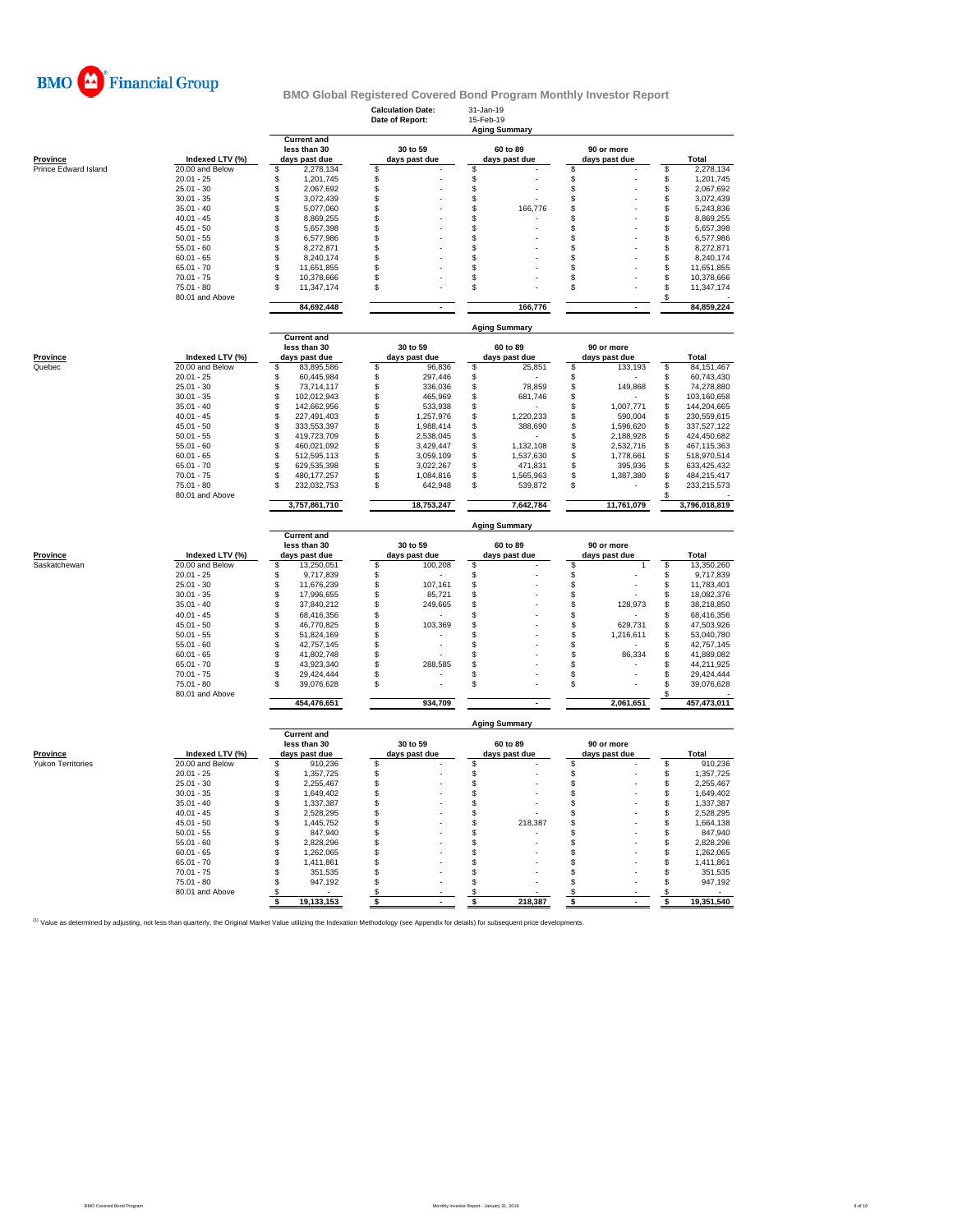BMO Financial Group

## BMO Global Registered Covered Bond Program Monthly Investor Report

**Calculation Date:** 31-Jan-19
**Date of Report:** 15-Feb-19

### Aging Summary

| Province | Indexed LTV (%) | Current and less than 30 days past due | 30 to 59 days past due | 60 to 89 days past due | 90 or more days past due | Total |
|---|---|---|---|---|---|---|
| Prince Edward Island | 20.00 and Below | $ 2,278,134 | $ - | $ - | $ - | $ 2,278,134 |
| | 20.01 - 25 | $ 1,201,745 | $ - | $ - | $ - | $ 1,201,745 |
| | 25.01 - 30 | $ 2,067,692 | $ - | $ - | $ - | $ 2,067,692 |
| | 30.01 - 35 | $ 3,072,439 | $ - | $ - | $ - | $ 3,072,439 |
| | 35.01 - 40 | $ 5,077,060 | $ - | $ 166,776 | $ - | $ 5,243,836 |
| | 40.01 - 45 | $ 8,869,255 | $ - | $ - | $ - | $ 8,869,255 |
| | 45.01 - 50 | $ 5,657,398 | $ - | $ - | $ - | $ 5,657,398 |
| | 50.01 - 55 | $ 6,577,986 | $ - | $ - | $ - | $ 6,577,986 |
| | 55.01 - 60 | $ 8,272,871 | $ - | $ - | $ - | $ 8,272,871 |
| | 60.01 - 65 | $ 8,240,174 | $ - | $ - | $ - | $ 8,240,174 |
| | 65.01 - 70 | $ 11,651,855 | $ - | $ - | $ - | $ 11,651,855 |
| | 70.01 - 75 | $ 10,378,666 | $ - | $ - | $ - | $ 10,378,666 |
| | 75.01 - 80 | $ 11,347,174 | $ - | $ - | $ - | $ 11,347,174 |
| | 80.01 and Above | | | | | $ - |
| | | **84,692,448** | **-** | **166,776** | **-** | **84,859,224** |

### Aging Summary

| Province | Indexed LTV (%) | Current and less than 30 days past due | 30 to 59 days past due | 60 to 89 days past due | 90 or more days past due | Total |
|---|---|---|---|---|---|---|
| Quebec | 20.00 and Below | $ 83,895,586 | $ 96,836 | $ 25,851 | $ 133,193 | $ 84,151,467 |
| | 20.01 - 25 | $ 60,445,984 | $ 297,446 | $ - | $ - | $ 60,743,430 |
| | 25.01 - 30 | $ 73,714,117 | $ 336,036 | $ 78,859 | $ 149,868 | $ 74,278,880 |
| | 30.01 - 35 | $ 102,012,943 | $ 465,969 | $ 681,746 | $ - | $ 103,160,658 |
| | 35.01 - 40 | $ 142,662,956 | $ 533,938 | $ - | $ 1,007,771 | $ 144,204,665 |
| | 40.01 - 45 | $ 227,491,403 | $ 1,257,976 | $ 1,220,233 | $ 590,004 | $ 230,559,615 |
| | 45.01 - 50 | $ 333,553,397 | $ 1,988,414 | $ 388,690 | $ 1,596,620 | $ 337,527,122 |
| | 50.01 - 55 | $ 419,723,709 | $ 2,538,045 | $ - | $ 2,188,928 | $ 424,450,682 |
| | 55.01 - 60 | $ 460,021,092 | $ 3,429,447 | $ 1,132,108 | $ 2,532,716 | $ 467,115,363 |
| | 60.01 - 65 | $ 512,595,113 | $ 3,059,109 | $ 1,537,630 | $ 1,778,661 | $ 518,970,514 |
| | 65.01 - 70 | $ 629,535,398 | $ 3,022,267 | $ 471,831 | $ 395,936 | $ 633,425,432 |
| | 70.01 - 75 | $ 480,177,257 | $ 1,084,816 | $ 1,565,963 | $ 1,387,380 | $ 484,215,417 |
| | 75.01 - 80 | $ 232,032,753 | $ 642,948 | $ 539,872 | $ - | $ 233,215,573 |
| | 80.01 and Above | | | | | $ - |
| | | **3,757,861,710** | **18,753,247** | **7,642,784** | **11,761,079** | **3,796,018,819** |

### Aging Summary

| Province | Indexed LTV (%) | Current and less than 30 days past due | 30 to 59 days past due | 60 to 89 days past due | 90 or more days past due | Total |
|---|---|---|---|---|---|---|
| Saskatchewan | 20.00 and Below | $ 13,250,051 | $ 100,208 | $ - | $ 1 | $ 13,350,260 |
| | 20.01 - 25 | $ 9,717,839 | $ - | $ - | $ - | $ 9,717,839 |
| | 25.01 - 30 | $ 11,676,239 | $ 107,161 | $ - | $ - | $ 11,783,401 |
| | 30.01 - 35 | $ 17,996,655 | $ 85,721 | $ - | $ - | $ 18,082,376 |
| | 35.01 - 40 | $ 37,840,212 | $ 249,665 | $ - | $ 128,973 | $ 38,218,850 |
| | 40.01 - 45 | $ 68,416,356 | $ - | $ - | $ - | $ 68,416,356 |
| | 45.01 - 50 | $ 46,770,825 | $ 103,369 | $ - | $ 629,731 | $ 47,503,926 |
| | 50.01 - 55 | $ 51,824,169 | $ - | $ - | $ 1,216,611 | $ 53,040,780 |
| | 55.01 - 60 | $ 42,757,145 | $ - | $ - | $ - | $ 42,757,145 |
| | 60.01 - 65 | $ 41,802,748 | $ - | $ - | $ 86,334 | $ 41,889,082 |
| | 65.01 - 70 | $ 43,923,340 | $ 288,585 | $ - | $ - | $ 44,211,925 |
| | 70.01 - 75 | $ 29,424,444 | $ - | $ - | $ - | $ 29,424,444 |
| | 75.01 - 80 | $ 39,076,628 | $ - | $ - | $ - | $ 39,076,628 |
| | 80.01 and Above | | | | | $ - |
| | | **454,476,651** | **934,709** | **-** | **2,061,651** | **457,473,011** |

### Aging Summary

| Province | Indexed LTV (%) | Current and less than 30 days past due | 30 to 59 days past due | 60 to 89 days past due | 90 or more days past due | Total |
|---|---|---|---|---|---|---|
| Yukon Territories | 20.00 and Below | $ 910,236 | $ - | $ - | $ - | $ 910,236 |
| | 20.01 - 25 | $ 1,357,725 | $ - | $ - | $ - | $ 1,357,725 |
| | 25.01 - 30 | $ 2,255,467 | $ - | $ - | $ - | $ 2,255,467 |
| | 30.01 - 35 | $ 1,649,402 | $ - | $ - | $ - | $ 1,649,402 |
| | 35.01 - 40 | $ 1,337,387 | $ - | $ - | $ - | $ 1,337,387 |
| | 40.01 - 45 | $ 2,528,295 | $ - | $ - | $ - | $ 2,528,295 |
| | 45.01 - 50 | $ 1,445,752 | $ - | $ 218,387 | $ - | $ 1,664,138 |
| | 50.01 - 55 | $ 847,940 | $ - | $ - | $ - | $ 847,940 |
| | 55.01 - 60 | $ 2,828,296 | $ - | $ - | $ - | $ 2,828,296 |
| | 60.01 - 65 | $ 1,262,065 | $ - | $ - | $ - | $ 1,262,065 |
| | 65.01 - 70 | $ 1,411,861 | $ - | $ - | $ - | $ 1,411,861 |
| | 70.01 - 75 | $ 351,535 | $ - | $ - | $ - | $ 351,535 |
| | 75.01 - 80 | $ 947,192 | $ - | $ - | $ - | $ 947,192 |
| | 80.01 and Above | $ - | $ - | $ - | $ - | $ - |
| | | **$ 19,133,153** | **$ -** | **$ 218,387** | **$ -** | **$ 19,351,540** |

[1] Value as determined by adjusting, not less than quarterly, the Original Market Value utilizing the Indexation Methodology (see Appendix for details) for subsequent price developments.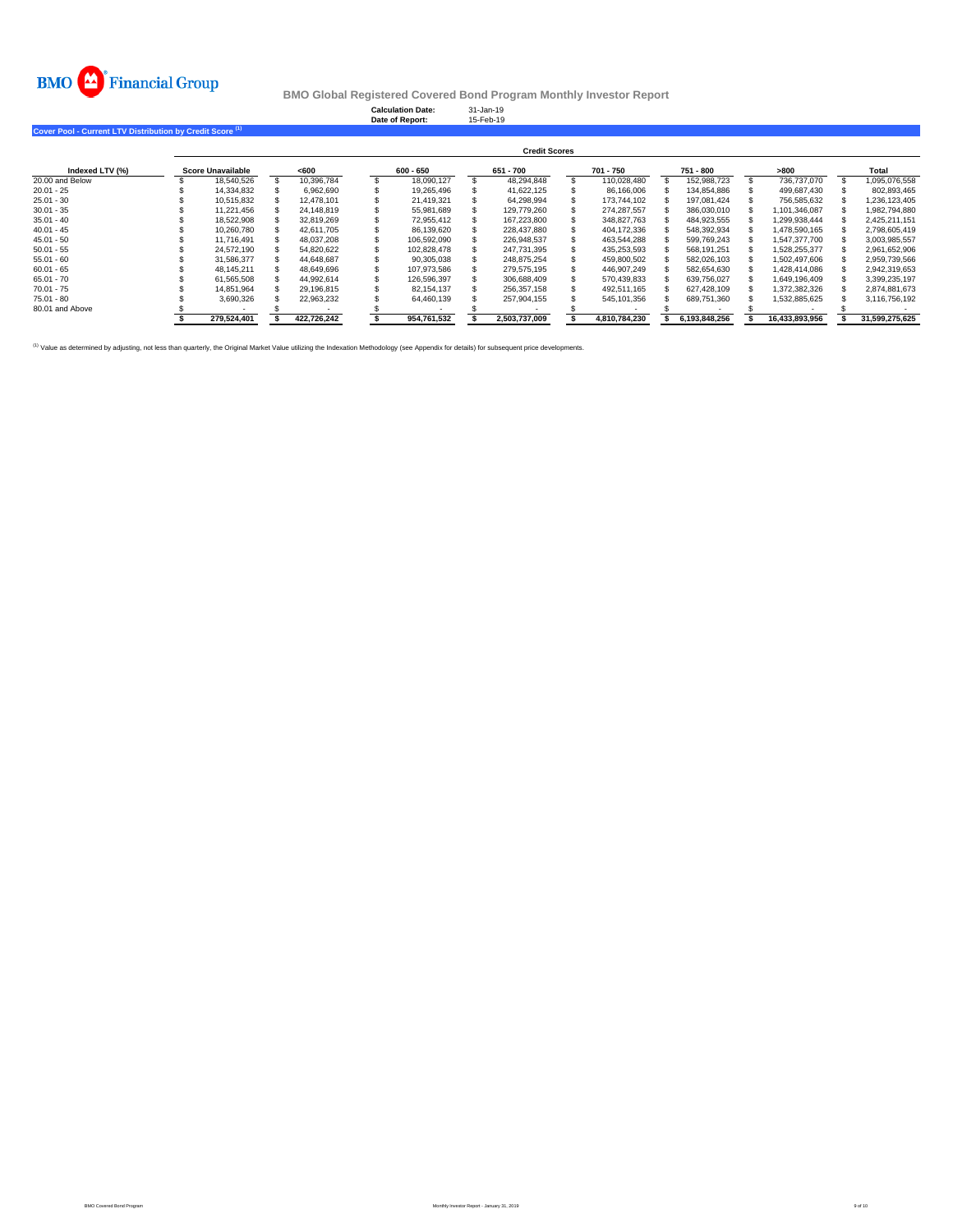# BMO Financial Group

## BMO Global Registered Covered Bond Program Monthly Investor Report

**Calculation Date:** 31-Jan-19
**Date of Report:** 15-Feb-19

### Cover Pool - Current LTV Distribution by Credit Score [1]

| Indexed LTV (%) | Credit Scores | | | | | | | |
|---|---|---|---|---|---|---|---|---|
| | Score Unavailable | <600 | 600 - 650 | 651 - 700 | 701 - 750 | 751 - 800 | >800 | Total |
| 20.00 and Below | $ 18,540,526 | $ 10,396,784 | $ 18,090,127 | $ 48,294,848 | $ 110,028,480 | $ 152,988,723 | $ 736,737,070 | $ 1,095,076,558 |
| 20.01 - 25 | $ 14,334,832 | $ 6,962,690 | $ 19,265,496 | $ 41,622,125 | $ 86,166,006 | $ 134,854,886 | $ 499,687,430 | $ 802,893,465 |
| 25.01 - 30 | $ 10,515,832 | $ 12,478,101 | $ 21,419,321 | $ 64,298,994 | $ 173,744,102 | $ 197,081,424 | $ 756,585,632 | $ 1,236,123,405 |
| 30.01 - 35 | $ 11,221,456 | $ 24,148,819 | $ 55,981,689 | $ 129,779,260 | $ 274,287,557 | $ 386,030,010 | $ 1,101,346,087 | $ 1,982,794,880 |
| 35.01 - 40 | $ 18,522,908 | $ 32,819,269 | $ 72,955,412 | $ 167,223,800 | $ 348,827,763 | $ 484,923,555 | $ 1,299,938,444 | $ 2,425,211,151 |
| 40.01 - 45 | $ 10,260,780 | $ 42,611,705 | $ 86,139,620 | $ 228,437,880 | $ 404,172,336 | $ 548,392,934 | $ 1,478,590,165 | $ 2,798,605,419 |
| 45.01 - 50 | $ 11,716,491 | $ 48,037,208 | $ 106,592,090 | $ 226,948,537 | $ 463,544,288 | $ 599,769,243 | $ 1,547,377,700 | $ 3,003,985,557 |
| 50.01 - 55 | $ 24,572,190 | $ 54,820,622 | $ 102,828,478 | $ 247,731,395 | $ 435,253,593 | $ 568,191,251 | $ 1,528,255,377 | $ 2,961,652,906 |
| 55.01 - 60 | $ 31,586,377 | $ 44,648,687 | $ 90,305,038 | $ 248,875,254 | $ 459,800,502 | $ 582,026,103 | $ 1,502,497,606 | $ 2,959,739,566 |
| 60.01 - 65 | $ 48,145,211 | $ 48,649,696 | $ 107,973,586 | $ 279,575,195 | $ 446,907,249 | $ 582,654,630 | $ 1,428,414,086 | $ 2,942,319,653 |
| 65.01 - 70 | $ 61,565,508 | $ 44,992,614 | $ 126,596,397 | $ 306,688,409 | $ 570,439,833 | $ 639,756,027 | $ 1,649,196,409 | $ 3,399,235,197 |
| 70.01 - 75 | $ 14,851,964 | $ 29,196,815 | $ 82,154,137 | $ 256,357,158 | $ 492,511,165 | $ 627,428,109 | $ 1,372,382,326 | $ 2,874,881,673 |
| 75.01 - 80 | $ 3,690,326 | $ 22,963,232 | $ 64,460,139 | $ 257,904,155 | $ 545,101,356 | $ 689,751,360 | $ 1,532,885,625 | $ 3,116,756,192 |
| 80.01 and Above | $ - | $ - | $ - | $ - | $ - | $ - | $ - | $ - |
| | **$ 279,524,401** | **$ 422,726,242** | **$ 954,761,532** | **$ 2,503,737,009** | **$ 4,810,784,230** | **$ 6,193,848,256** | **$ 16,433,893,956** | **$ 31,599,275,625** |

[1] Value as determined by adjusting, not less than quarterly, the Original Market Value utilizing the Indexation Methodology (see Appendix for details) for subsequent price developments.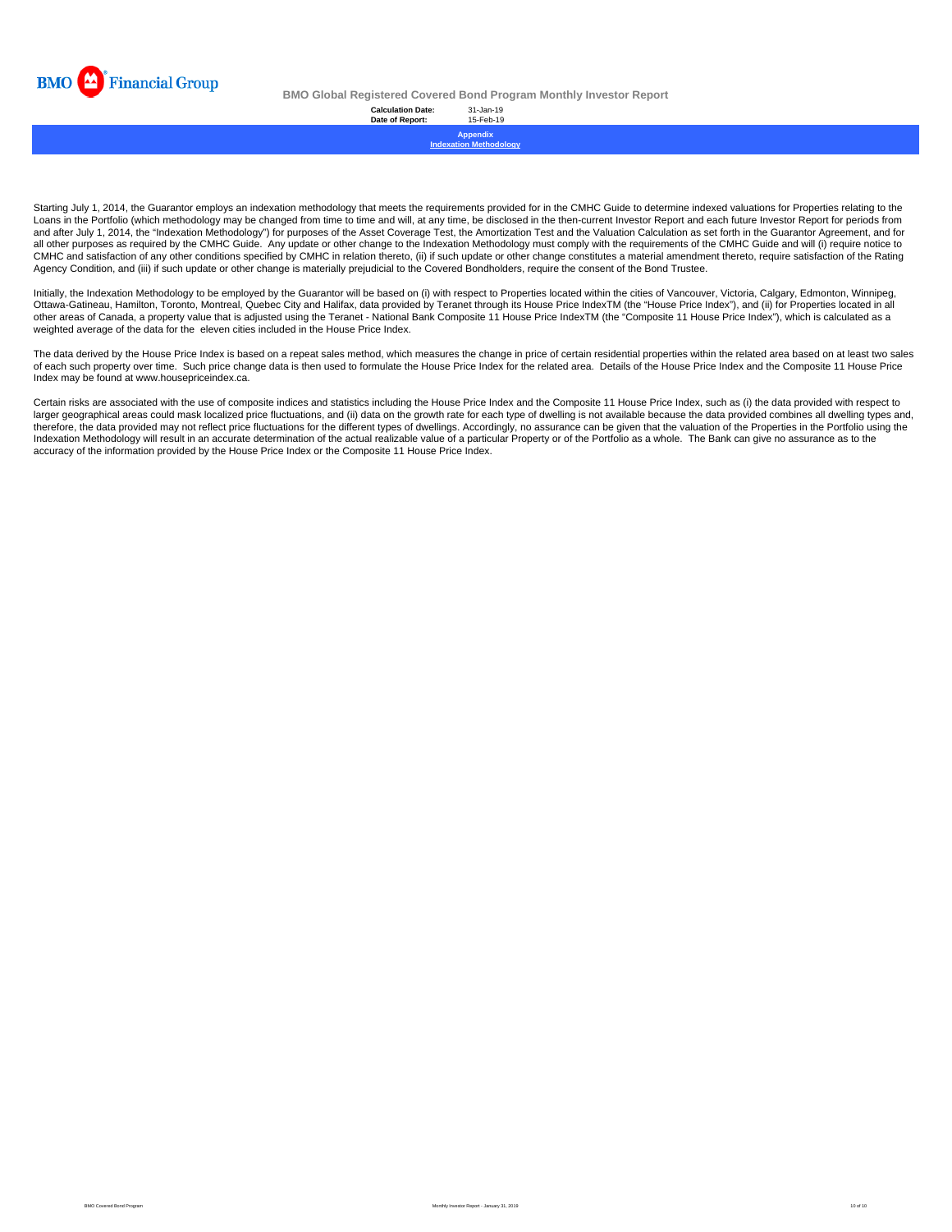BMO Global Registered Covered Bond Program Monthly Investor Report

**Calculation Date:** 31-Jan-19
**Date of Report:** 15-Feb-19

## Appendix
## Indexation Methodology

Starting July 1, 2014, the Guarantor employs an indexation methodology that meets the requirements provided for in the CMHC Guide to determine indexed valuations for Properties relating to the Loans in the Portfolio (which methodology may be changed from time to time and will, at any time, be disclosed in the then-current Investor Report and each future Investor Report for periods from and after July 1, 2014, the "Indexation Methodology") for purposes of the Asset Coverage Test, the Amortization Test and the Valuation Calculation as set forth in the Guarantor Agreement, and for all other purposes as required by the CMHC Guide. Any update or other change to the Indexation Methodology must comply with the requirements of the CMHC Guide and will (i) require notice to CMHC and satisfaction of any other conditions specified by CMHC in relation thereto, (ii) if such update or other change constitutes a material amendment thereto, require satisfaction of the Rating Agency Condition, and (iii) if such update or other change is materially prejudicial to the Covered Bondholders, require the consent of the Bond Trustee.

Initially, the Indexation Methodology to be employed by the Guarantor will be based on (i) with respect to Properties located within the cities of Vancouver, Victoria, Calgary, Edmonton, Winnipeg, Ottawa-Gatineau, Hamilton, Toronto, Montreal, Quebec City and Halifax, data provided by Teranet through its House Price IndexTM (the "House Price Index"), and (ii) for Properties located in all other areas of Canada, a property value that is adjusted using the Teranet - National Bank Composite 11 House Price IndexTM (the "Composite 11 House Price Index"), which is calculated as a weighted average of the data for the eleven cities included in the House Price Index.

The data derived by the House Price Index is based on a repeat sales method, which measures the change in price of certain residential properties within the related area based on at least two sales of each such property over time. Such price change data is then used to formulate the House Price Index for the related area. Details of the House Price Index and the Composite 11 House Price Index may be found at www.housepriceindex.ca.

Certain risks are associated with the use of composite indices and statistics including the House Price Index and the Composite 11 House Price Index, such as (i) the data provided with respect to larger geographical areas could mask localized price fluctuations, and (ii) data on the growth rate for each type of dwelling is not available because the data provided combines all dwelling types and, therefore, the data provided may not reflect price fluctuations for the different types of dwellings. Accordingly, no assurance can be given that the valuation of the Properties in the Portfolio using the Indexation Methodology will result in an accurate determination of the actual realizable value of a particular Property or of the Portfolio as a whole. The Bank can give no assurance as to the accuracy of the information provided by the House Price Index or the Composite 11 House Price Index.